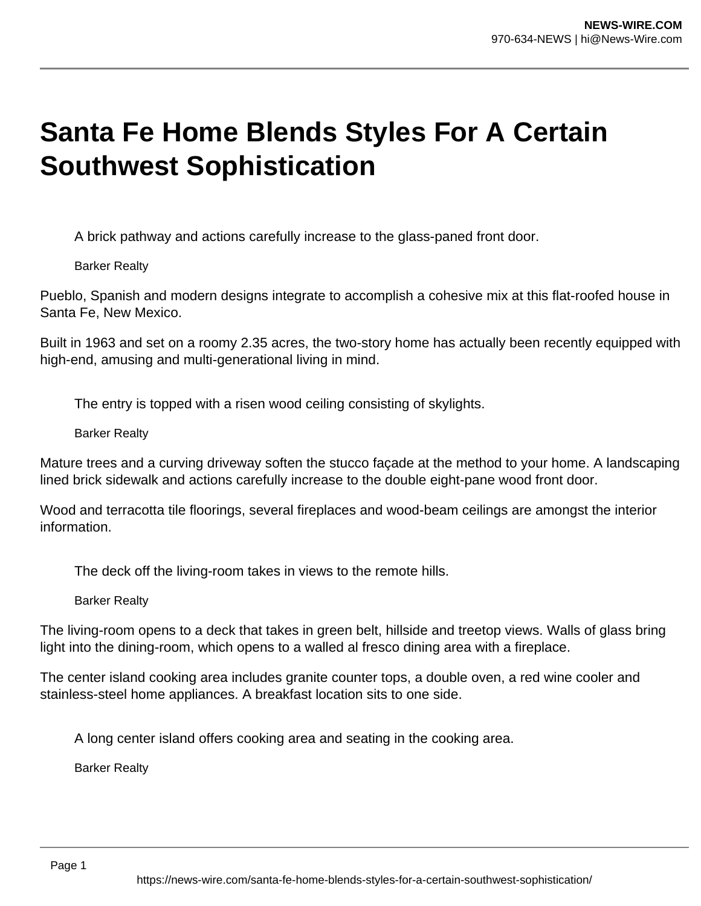# Santa Fe Home Blends Styles For A Certain Southwest Sophistication

A brick pathway and actions carefully increase to the glass-paned front door.

Barker Realty

Pueblo, Spanish and modern designs integrate to accomplish a cohesive mix at this flat-roofed house in Santa Fe, New Mexico.

Built in 1963 and set on a roomy 2.35 acres, the two-story home has actually been recently equipped with high-end, amusing and multi-generational living in mind.

The entry is topped with a risen wood ceiling consisting of skylights.

Barker Realty

Mature trees and a curving driveway soften the stucco façade at the method to your home. A landscaping lined brick sidewalk and actions carefully increase to the double eight-pane wood front door.

Wood and terracotta tile floorings, several fireplaces and wood-beam ceilings are amongst the interior information.

The deck off the living-room takes in views to the remote hills.

Barker Realty

The living-room opens to a deck that takes in green belt, hillside and treetop views. Walls of glass bring light into the dining-room, which opens to a walled al fresco dining area with a fireplace.

The center island cooking area includes granite counter tops, a double oven, a red wine cooler and stainless-steel home appliances. A breakfast location sits to one side.

A long center island offers cooking area and seating in the cooking area.

Barker Realty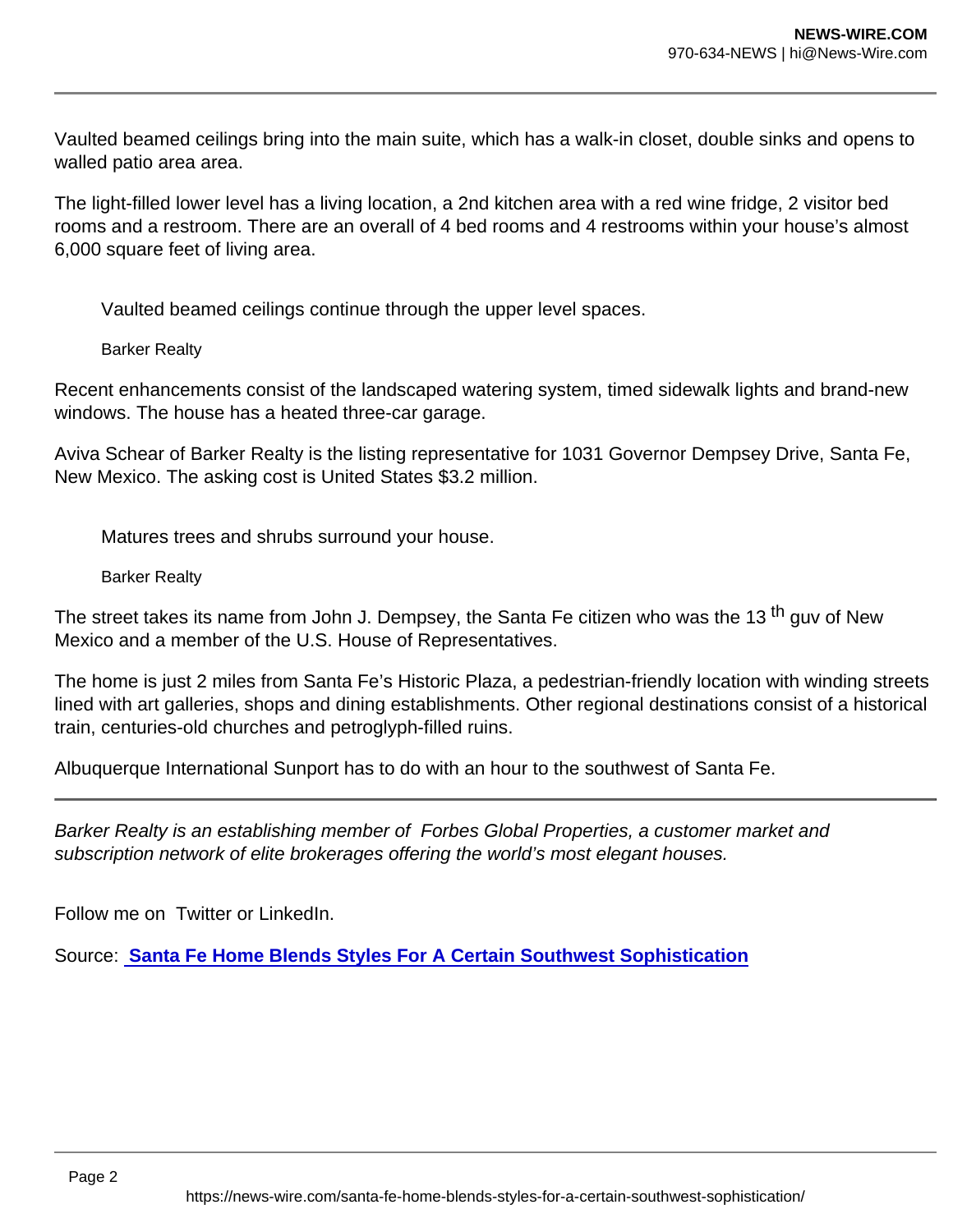Vaulted beamed ceilings bring into the main suite, which has a walk-in closet, double sinks and opens to walled patio area area.

The light-filled lower level has a living location, a 2nd kitchen area with a red wine fridge, 2 visitor bed rooms and a restroom. There are an overall of 4 bed rooms and 4 restrooms within your house's almost 6,000 square feet of living area.

Vaulted beamed ceilings continue through the upper level spaces.

Barker Realty

Recent enhancements consist of the landscaped watering system, timed sidewalk lights and brand-new windows. The house has a heated three-car garage.

Aviva Schear of Barker Realty is the listing representative for 1031 Governor Dempsey Drive, Santa Fe, New Mexico. The asking cost is United States $3.2 million.

Matures trees and shrubs surround your house.

Barker Realty

The street takes its name from John J. Dempsey, the Santa Fe citizen who was the 13 th guv of New Mexico and a member of the U.S. House of Representatives.

The home is just 2 miles from Santa Fe's Historic Plaza, a pedestrian-friendly location with winding streets lined with art galleries, shops and dining establishments. Other regional destinations consist of a historical train, centuries-old churches and petroglyph-filled ruins.

Albuquerque International Sunport has to do with an hour to the southwest of Santa Fe.

---

*Barker Realty is an establishing member of Forbes Global Properties, a customer market and subscription network of elite brokerages offering the world's most elegant houses.*

Follow me on Twitter or LinkedIn.

Source: **Santa Fe Home Blends Styles For A Certain Southwest Sophistication**